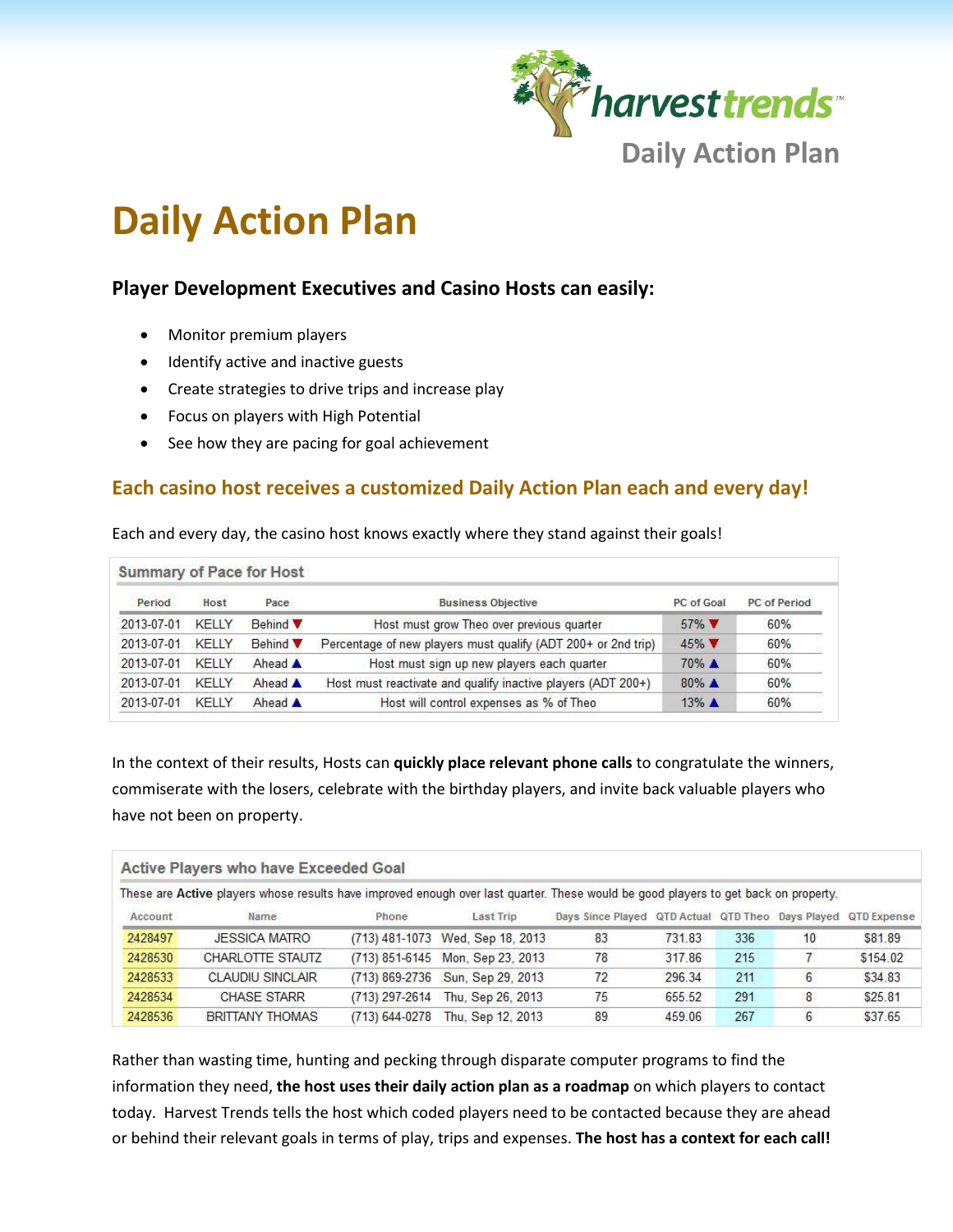harvest trends™

Daily Action Plan

# Daily Action Plan

### Player Development Executives and Casino Hosts can easily:

- Monitor premium players
- Identify active and inactive guests
- Create strategies to drive trips and increase play
- Focus on players with High Potential
- See how they are pacing for goal achievement

## Each casino host receives a customized Daily Action Plan each and every day!

Each and every day, the casino host knows exactly where they stand against their goals!

**Summary of Pace for Host**

| Period | Host | Pace | Business Objective | PC of Goal | PC of Period |
|---|---|---|---|---|---|
| 2013-07-01 | KELLY | Behind ▼ | Host must grow Theo over previous quarter | 57% ▼ | 60% |
| 2013-07-01 | KELLY | Behind ▼ | Percentage of new players must qualify (ADT 200+ or 2nd trip) | 45% ▼ | 60% |
| 2013-07-01 | KELLY | Ahead ▲ | Host must sign up new players each quarter | 70% ▲ | 60% |
| 2013-07-01 | KELLY | Ahead ▲ | Host must reactivate and qualify inactive players (ADT 200+) | 80% ▲ | 60% |
| 2013-07-01 | KELLY | Ahead ▲ | Host will control expenses as % of Theo | 13% ▲ | 60% |

In the context of their results, Hosts can **quickly place relevant phone calls** to congratulate the winners, commiserate with the losers, celebrate with the birthday players, and invite back valuable players who have not been on property.

**Active Players who have Exceeded Goal**

These are **Active** players whose results have improved enough over last quarter. These would be good players to get back on property.

| Account | Name | Phone | Last Trip | Days Since Played | QTD Actual | QTD Theo | Days Played | QTD Expense |
|---|---|---|---|---|---|---|---|---|
| 2428497 | JESSICA MATRO | (713) 481-1073 | Wed, Sep 18, 2013 | 83 | 731.83 | 336 | 10 | $81.89 |
| 2428530 | CHARLOTTE STAUTZ | (713) 851-6145 | Mon, Sep 23, 2013 | 78 | 317.86 | 215 | 7 | $154.02 |
| 2428533 | CLAUDIU SINCLAIR | (713) 869-2736 | Sun, Sep 29, 2013 | 72 | 296.34 | 211 | 6 | $34.83 |
| 2428534 | CHASE STARR | (713) 297-2614 | Thu, Sep 26, 2013 | 75 | 655.52 | 291 | 8 | $25.81 |
| 2428536 | BRITTANY THOMAS | (713) 644-0278 | Thu, Sep 12, 2013 | 89 | 459.06 | 267 | 6 | $37.65 |

Rather than wasting time, hunting and pecking through disparate computer programs to find the information they need, **the host uses their daily action plan as a roadmap** on which players to contact today. Harvest Trends tells the host which coded players need to be contacted because they are ahead or behind their relevant goals in terms of play, trips and expenses. **The host has a context for each call!**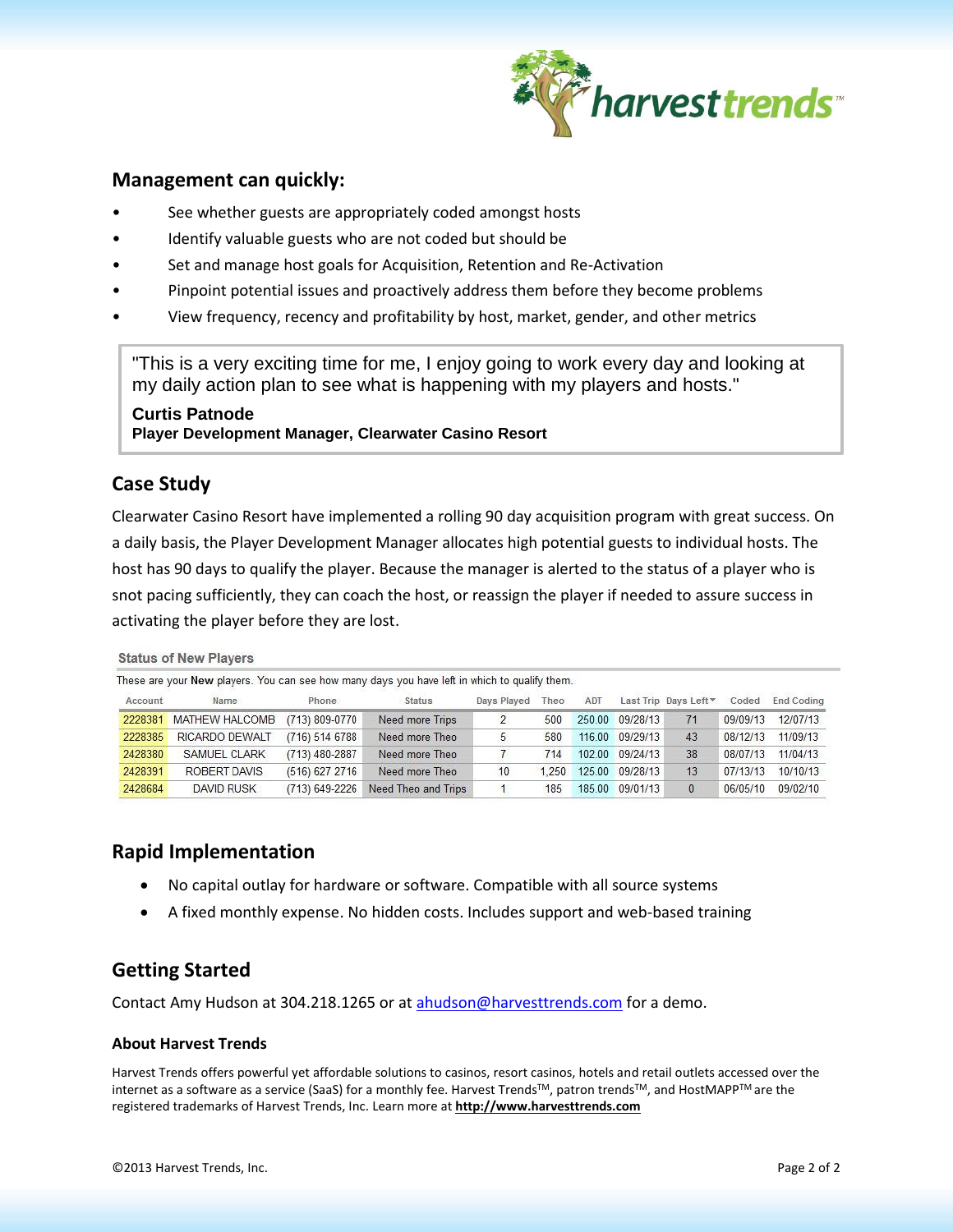## Management can quickly:

- See whether guests are appropriately coded amongst hosts
- Identify valuable guests who are not coded but should be
- Set and manage host goals for Acquisition, Retention and Re-Activation
- Pinpoint potential issues and proactively address them before they become problems
- View frequency, recency and profitability by host, market, gender, and other metrics

> "This is a very exciting time for me, I enjoy going to work every day and looking at my daily action plan to see what is happening with my players and hosts."
>
> **Curtis Patnode**
> **Player Development Manager, Clearwater Casino Resort**

## Case Study

Clearwater Casino Resort have implemented a rolling 90 day acquisition program with great success. On a daily basis, the Player Development Manager allocates high potential guests to individual hosts. The host has 90 days to qualify the player. Because the manager is alerted to the status of a player who is snot pacing sufficiently, they can coach the host, or reassign the player if needed to assure success in activating the player before they are lost.

**Status of New Players**

These are your **New** players. You can see how many days you have left in which to qualify them.

| Account | Name | Phone | Status | Days Played | Theo | ADT | Last Trip | Days Left | Coded | End Coding |
|---|---|---|---|---|---|---|---|---|---|---|
| 2228381 | MATHEW HALCOMB | (713) 809-0770 | Need more Trips | 2 | 500 | 250.00 | 09/28/13 | 71 | 09/09/13 | 12/07/13 |
| 2228385 | RICARDO DEWALT | (716) 514 6788 | Need more Theo | 5 | 580 | 116.00 | 09/29/13 | 43 | 08/12/13 | 11/09/13 |
| 2428380 | SAMUEL CLARK | (713) 480-2887 | Need more Theo | 7 | 714 | 102.00 | 09/24/13 | 38 | 08/07/13 | 11/04/13 |
| 2428391 | ROBERT DAVIS | (516) 627 2716 | Need more Theo | 10 | 1,250 | 125.00 | 09/28/13 | 13 | 07/13/13 | 10/10/13 |
| 2428684 | DAVID RUSK | (713) 649-2226 | Need Theo and Trips | 1 | 185 | 185.00 | 09/01/13 | 0 | 06/05/10 | 09/02/10 |

## Rapid Implementation

- No capital outlay for hardware or software. Compatible with all source systems
- A fixed monthly expense. No hidden costs. Includes support and web-based training

## Getting Started

Contact Amy Hudson at 304.218.1265 or at ahudson@harvesttrends.com for a demo.

### About Harvest Trends

Harvest Trends offers powerful yet affordable solutions to casinos, resort casinos, hotels and retail outlets accessed over the internet as a software as a service (SaaS) for a monthly fee. Harvest Trends™, patron trends™, and HostMAPP™ are the registered trademarks of Harvest Trends, Inc. Learn more at **http://www.harvesttrends.com**

©2013 Harvest Trends, Inc.